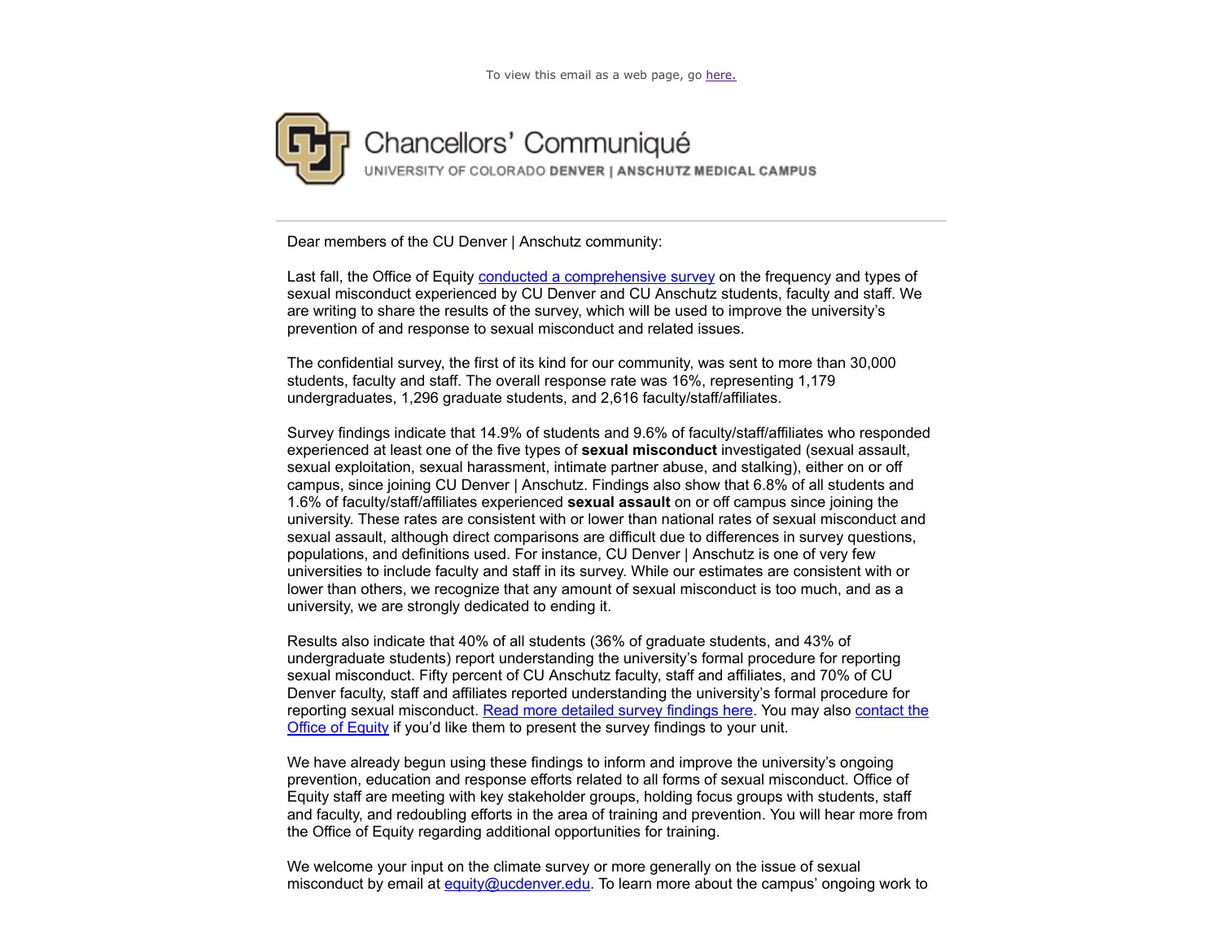To view this email as a web page, go here.

# Chancellors' Communiqué

UNIVERSITY OF COLORADO **DENVER | ANSCHUTZ MEDICAL CAMPUS**

---

Dear members of the CU Denver | Anschutz community:

Last fall, the Office of Equity conducted a comprehensive survey on the frequency and types of sexual misconduct experienced by CU Denver and CU Anschutz students, faculty and staff. We are writing to share the results of the survey, which will be used to improve the university's prevention of and response to sexual misconduct and related issues.

The confidential survey, the first of its kind for our community, was sent to more than 30,000 students, faculty and staff. The overall response rate was 16%, representing 1,179 undergraduates, 1,296 graduate students, and 2,616 faculty/staff/affiliates.

Survey findings indicate that 14.9% of students and 9.6% of faculty/staff/affiliates who responded experienced at least one of the five types of **sexual misconduct** investigated (sexual assault, sexual exploitation, sexual harassment, intimate partner abuse, and stalking), either on or off campus, since joining CU Denver | Anschutz. Findings also show that 6.8% of all students and 1.6% of faculty/staff/affiliates experienced **sexual assault** on or off campus since joining the university. These rates are consistent with or lower than national rates of sexual misconduct and sexual assault, although direct comparisons are difficult due to differences in survey questions, populations, and definitions used. For instance, CU Denver | Anschutz is one of very few universities to include faculty and staff in its survey. While our estimates are consistent with or lower than others, we recognize that any amount of sexual misconduct is too much, and as a university, we are strongly dedicated to ending it.

Results also indicate that 40% of all students (36% of graduate students, and 43% of undergraduate students) report understanding the university's formal procedure for reporting sexual misconduct. Fifty percent of CU Anschutz faculty, staff and affiliates, and 70% of CU Denver faculty, staff and affiliates reported understanding the university's formal procedure for reporting sexual misconduct. Read more detailed survey findings here. You may also contact the Office of Equity if you'd like them to present the survey findings to your unit.

We have already begun using these findings to inform and improve the university's ongoing prevention, education and response efforts related to all forms of sexual misconduct. Office of Equity staff are meeting with key stakeholder groups, holding focus groups with students, staff and faculty, and redoubling efforts in the area of training and prevention. You will hear more from the Office of Equity regarding additional opportunities for training.

We welcome your input on the climate survey or more generally on the issue of sexual misconduct by email at equity@ucdenver.edu. To learn more about the campus' ongoing work to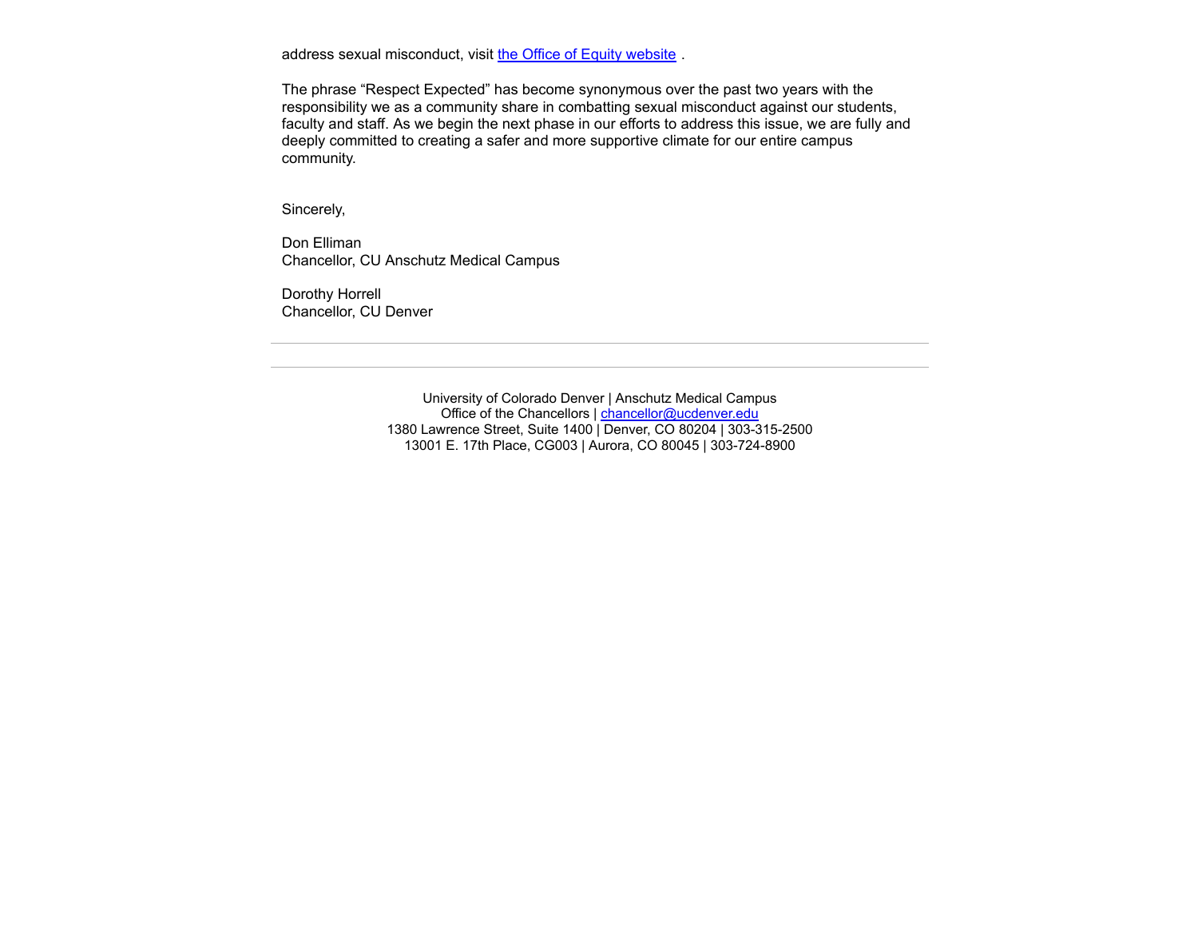address sexual misconduct, visit the Office of Equity website .

The phrase "Respect Expected" has become synonymous over the past two years with the responsibility we as a community share in combatting sexual misconduct against our students, faculty and staff. As we begin the next phase in our efforts to address this issue, we are fully and deeply committed to creating a safer and more supportive climate for our entire campus community.

Sincerely,

Don Elliman  
Chancellor, CU Anschutz Medical Campus

Dorothy Horrell  
Chancellor, CU Denver

---

---

University of Colorado Denver | Anschutz Medical Campus  
Office of the Chancellors | chancellor@ucdenver.edu  
1380 Lawrence Street, Suite 1400 | Denver, CO 80204 | 303-315-2500  
13001 E. 17th Place, CG003 | Aurora, CO 80045 | 303-724-8900